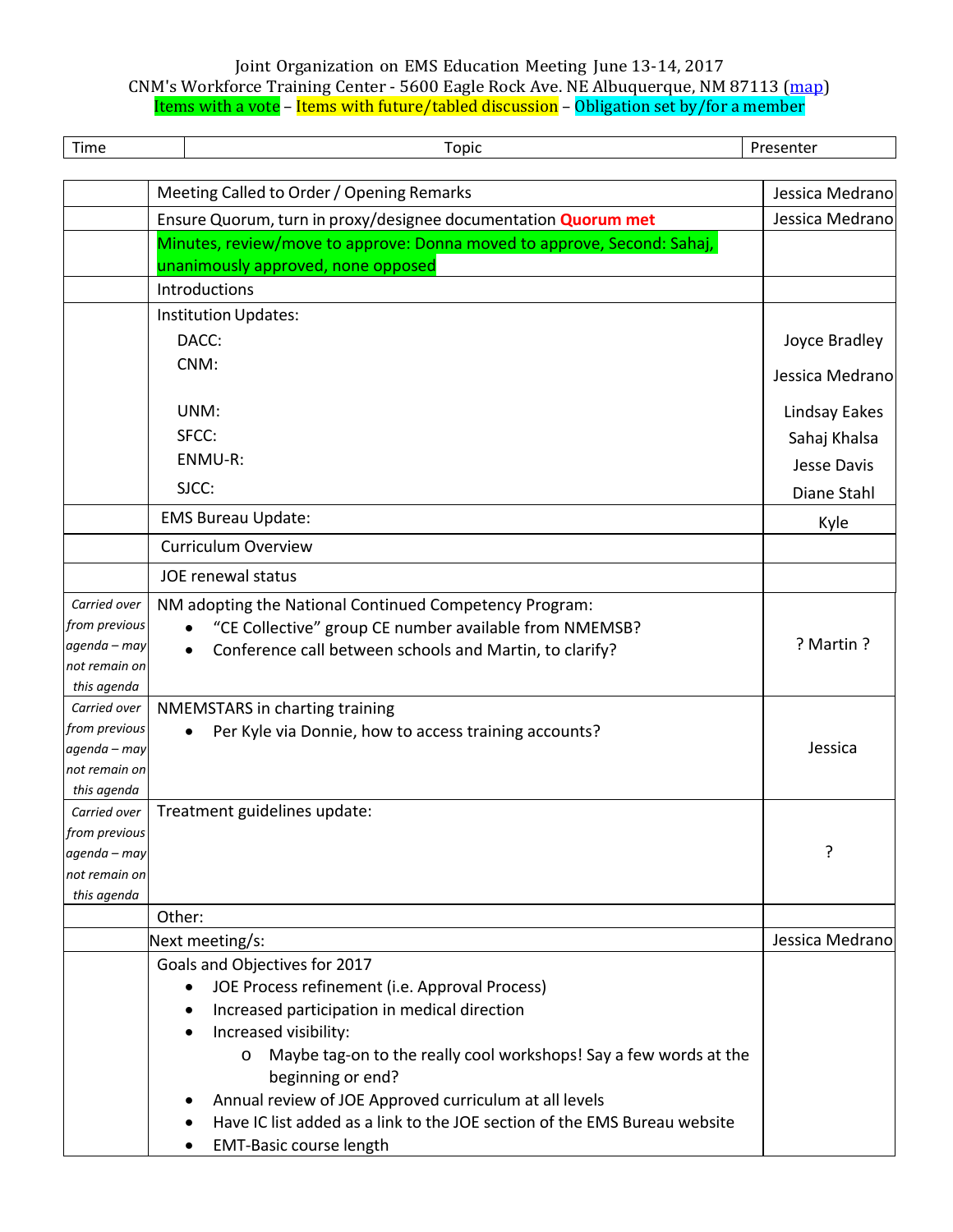Joint Organization on EMS Education Meeting June 13-14, 2017

CNM's Workforce Training Center - 5600 Eagle Rock Ave. NE Albuquerque, NM 87113 (map)

Items with a vote – Items with future/tabled discussion – Obligation set by/for a member

| Time | Topic | Presenter |
|---|---|---|
| | Meeting Called to Order / Opening Remarks | Jessica Medrano |
| | Ensure Quorum, turn in proxy/designee documentation **Quorum met** | Jessica Medrano |
| | Minutes, review/move to approve: Donna moved to approve, Second: Sahaj, unanimously approved, none opposed | |
| | Introductions | |
| | Institution Updates:<br>DACC:<br>CNM:<br>UNM:<br>SFCC:<br>ENMU-R:<br>SJCC: | <br>Joyce Bradley<br>Jessica Medrano<br>Lindsay Eakes<br>Sahaj Khalsa<br>Jesse Davis<br>Diane Stahl |
| | EMS Bureau Update: | Kyle |
| | Curriculum Overview | |
| | JOE renewal status | |
| *Carried over from previous agenda – may not remain on this agenda* | NM adopting the National Continued Competency Program:<br>• "CE Collective" group CE number available from NMEMSB?<br>• Conference call between schools and Martin, to clarify? | ? Martin ? |
| *Carried over from previous agenda – may not remain on this agenda* | NMEMSTARS in charting training<br>• Per Kyle via Donnie, how to access training accounts? | Jessica |
| *Carried over from previous agenda – may not remain on this agenda* | Treatment guidelines update: | ? |
| | Other: | |
| | Next meeting/s: | Jessica Medrano |
| | Goals and Objectives for 2017<br>• JOE Process refinement (i.e. Approval Process)<br>• Increased participation in medical direction<br>• Increased visibility:<br>&nbsp;&nbsp;&nbsp;&nbsp;o Maybe tag-on to the really cool workshops! Say a few words at the beginning or end?<br>• Annual review of JOE Approved curriculum at all levels<br>• Have IC list added as a link to the JOE section of the EMS Bureau website<br>• EMT-Basic course length | |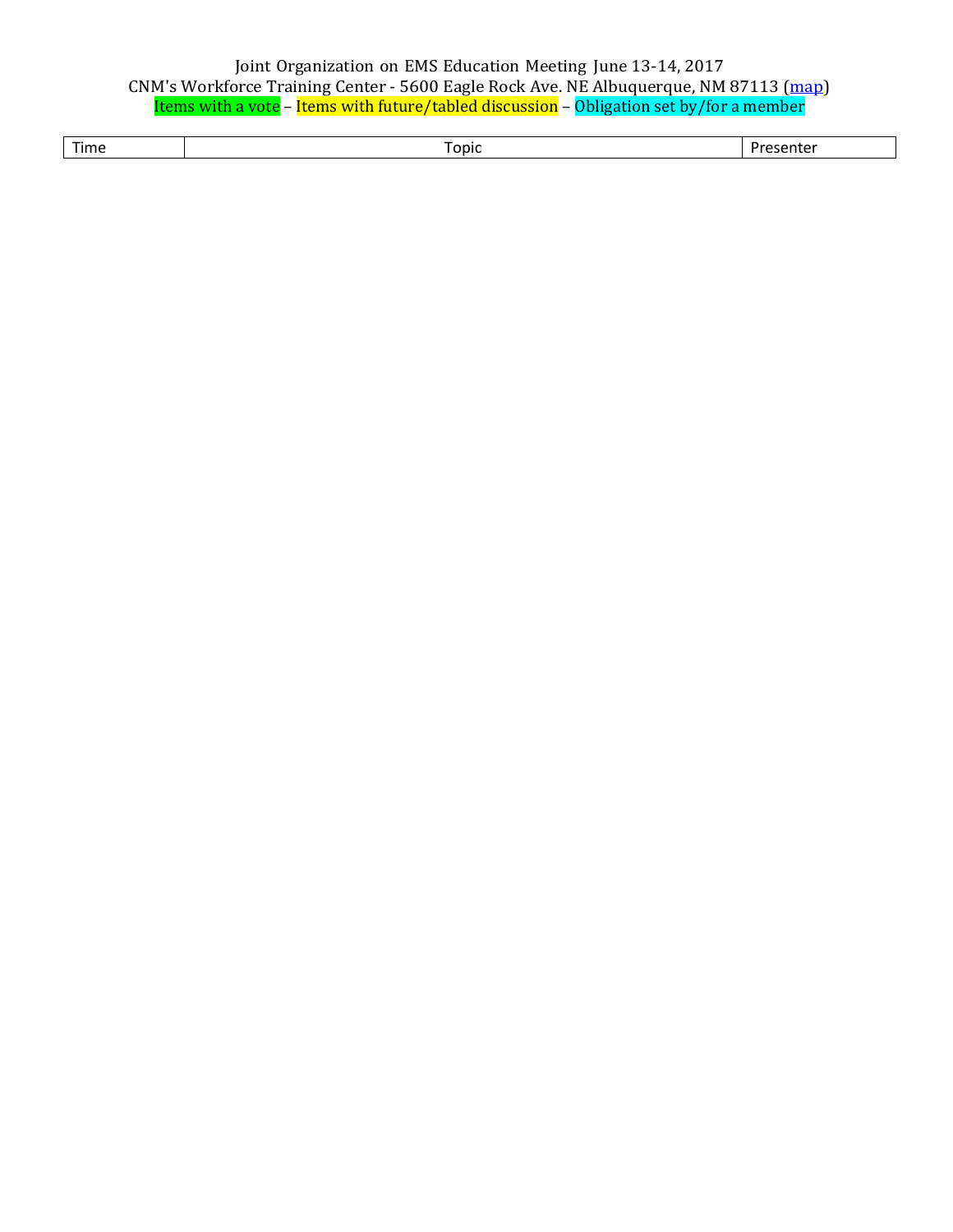Joint Organization on EMS Education Meeting June 13-14, 2017

CNM's Workforce Training Center - 5600 Eagle Rock Ave. NE Albuquerque, NM 87113 (map)

Items with a vote – Items with future/tabled discussion – Obligation set by/for a member

| Time | Topic | Presenter |
|---|---|---|